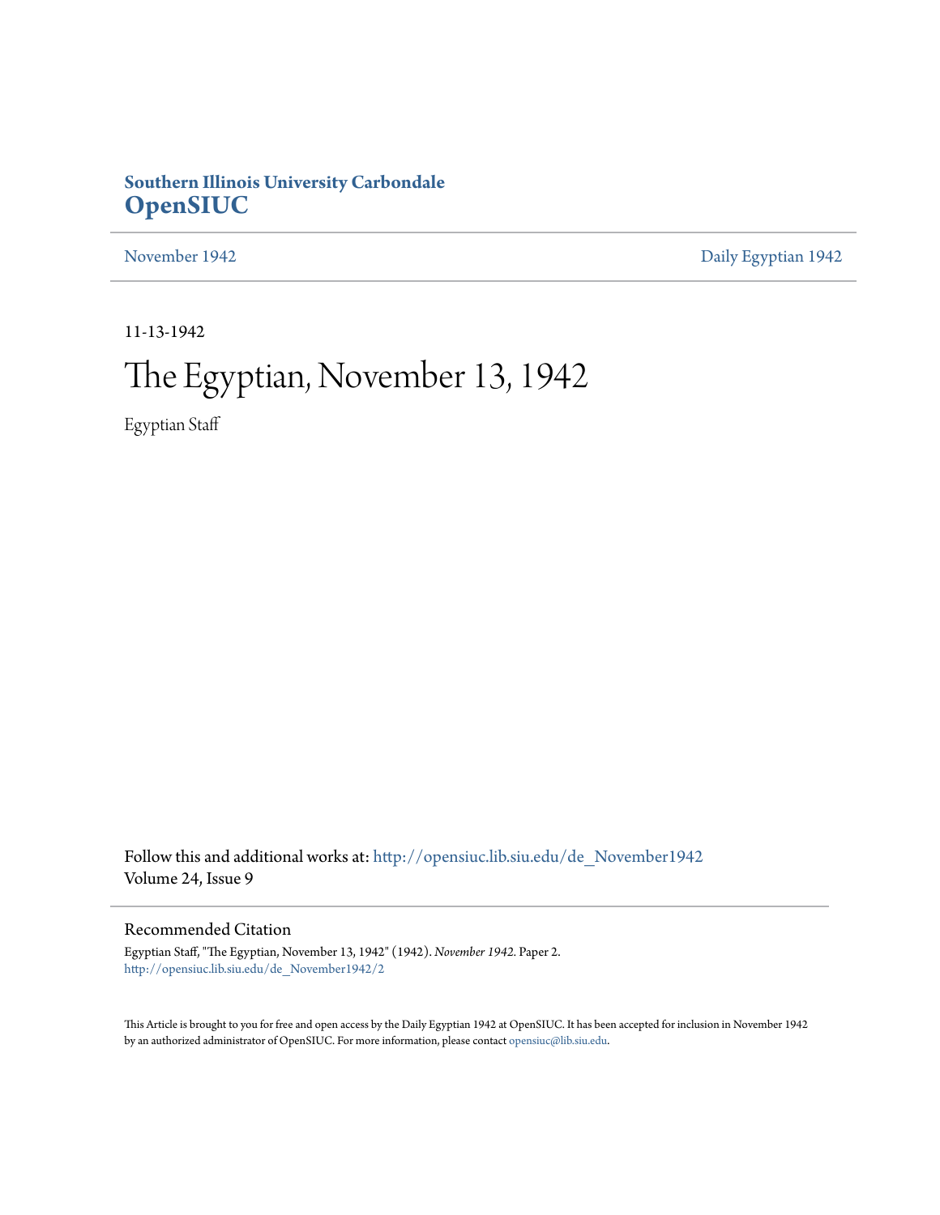**Southern Illinois University Carbondale**
**OpenSIUC**

November 1942 | Daily Egyptian 1942

11-13-1942

# The Egyptian, November 13, 1942

Egyptian Staff

Follow this and additional works at: http://opensiuc.lib.siu.edu/de_November1942
Volume 24, Issue 9

## Recommended Citation

Egyptian Staff, "The Egyptian, November 13, 1942" (1942). *November 1942.* Paper 2.
http://opensiuc.lib.siu.edu/de_November1942/2

This Article is brought to you for free and open access by the Daily Egyptian 1942 at OpenSIUC. It has been accepted for inclusion in November 1942 by an authorized administrator of OpenSIUC. For more information, please contact opensiuc@lib.siu.edu.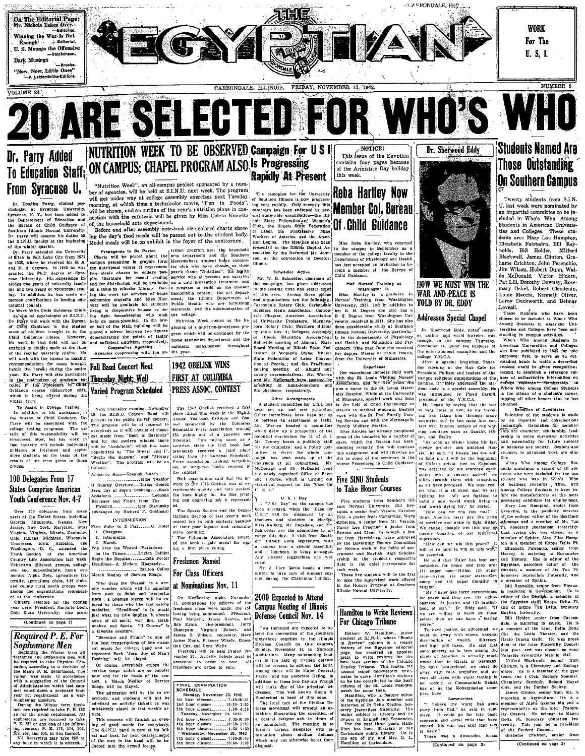On The Editorial Page:
Mr. Nichols Takes Over —Editorial.
Winning the War Is Not Enough —Editorial.
U. S. Mounts the Offensive —Stephenson.
Dark Musings —Brooks.
"Now, Now, Little Ones" —A Letter-to-the-Editors.

# THE EGYPTIAN

WORK For The U. S. I.

VOLUME 24 — CARBONDALE, ILLINOIS, FRIDAY, NOVEMBER 13, 1942. — NUMBER 9

# 20 ARE SELECTED FOR WHO'S WHO

## Dr. Parry Added To Education Staff; From Syracuse U.

Dr. Douglas Parry, clinical psychologist at Syracuse University, Syracuse, N. Y., has been added to the Department of Education and the Bureau of Child Guidance at Southern Illinois Normal University. Dr. Parry will assume his duties on the S.I.N.U. faculty at the beginning of the winter quarter.

Dr. Parry attended the University of Utah in Salt Lake City from 1933 to 1938, where he received his B. A. and M. A. degrees. In 1942 he was granted the Ph.D. degree at Syracuse University. His experience includes two years of university teaching and two years of vocational testing. In addition, he has made numerous contributions to leading educational journals.

**To Work With Child Guidance Clinic**

As clinical psychologist at S.I.N.U., Dr. Parry will work with the Bureau of Child Guidance in the studies made of children brought in to the Child Guidance clinics. However, his work in that field will not be confined to studies made at the time of the regular quarterly clinics. He will work with the bureau in making recommendations for cases brought before the bureau during the entire year. Dr. Parry will also participate in the instruction of students enrolled in the Procedure in Child Guidance course (Education 426), which is being offered during the winter term.

**To Assist in College Testing**

In addition to his assistance in the Bureau of Child Guidance, Dr. Parry will be associated with the college testing program. The details of this responsibility will be announced later, but his work in that capacity will include individual guidance of freshman and sophomore students on the basis of the results of the tests given to those groups.

## 100 Delegates From 17 States Comprise American Youth Conference Nov. 4-7

Over 100 delegates from many parts of the United States, including Georgia, Minnesota, Kansas, New Jersey, New York, Maryland, West Virginia, Virginia, Illinois, Kentucky, Ohio, Indiana, Michigan, Wisconsin, Tennessee, Iowa, Alabama, and Washington, D. C., attended the Youth Section of the American Country Life Association last week. Thirty-two different groups, collegiate, and non-collegiate, home economics, Alpha Zeta, agriculture fraternity, agriculture clubs, 4-H clubs, and county rural youth groups were among the organizations represented at the conference.

Officers selected for the coming year were: President, Marjorie Louh, Ohio State University; vice presi-

(Continued on page 3)

## Required P. E. For Sophomore Men

Beginning the Winter term all freshman and sophomore men will be required to take Physical Education, according to a decision of the Men's P. E. department. The ruling was made in accordance with a suggestion of the Council of Administration which last summer voted down a proposed four-year set requirement as a war-toughening measure.

During the Winter term freshmen are required to take P. E. 152 as per the usual requirement. All sophomores are required to take P. E. 252 or any one of the following courses: P. E. 171, 174, 201, 202, 203, and 301, or 551 reserved.

V-1 Reservists may take 252 at any hour in which it is offered.

## NUTRITION WEEK TO BE OBSERVED ON CAMPUS; CHAPEL PROGRAM ALSO

"Nutrition Week", an all-campus project sponsored by a number of agencies, will be held at S.I.N.U. next week. The program will get under way at college assembly exercises next Tuesday morning, at which time a technicolor movie, "Fun in Foods", will be shown, and an outline of the year's nutrition plans in connection with the cafeteria will be given by Miss Coleta Knewitz of the household arts department.

Before and after assembly note-book size colored charts showing the day's food needs will be passed out to the student body. Model meals will be on exhibit in the foyer of the auditorium.

**Propaganda to Be Posted**

Charts will be posted about the campus presenting in graphic form the nutritional values of representative meals chosen by college people; literature for casual reading and for distribution will be available on a table in Wheeler Library. During the week the services of home economics students and Miss Knewitz will be available for students living in cooperative houses or doing light housekeeping who wish help on menu-planning. In the lower hall of the Main building will be placed a mirror between two figures demonstrating the points of faulty and sufficient nutrition, respectively.

**Cooperative Agencies**

Agencies cooperating with the nutrition program are: the household arts department and the Southern Homemakers, student home economics club who have chosen as their year's theme "Nutrition"; the health service who at present are carrying on a cold prevention treatment and a program to build up the students' hemoglobin content; the art department; the Illinois Department of Public Health who are furnishing materials; and the administration of the college.

Nutrition Week comes as the beginning of a nutrition-for-defense program which will be continued by the home economics department and the cafeteria management throughout the year.

## Fall Band Concert Next Thursday Night; Well Varied Program Scheduled

Next Thursday evening, November 19, the S.I.N.U. Concert Band will present to the public its fall concert. The program will be of interest to everybody as it will consist of classical music from "Bach to Savinsky" and for the modern minded there will be "Andalucia", which has been popularized as "The Breeze and I", "Begin the Beguine", and "Stormy Weather". The program will be as follows:

Amparito Roca—Spanish March ............ Jaime Texidor
El Guarny Overture ............ Carlos Gomez
Jesu, Joy of Man's Desiring ............ Bach
Andalucia ............ Lecuona
Berceuse and Finale from The Firebird ............ Igor Stravinsky
(Arranged by Richard F. Goldman)

INTERMISSION.

First Suite in E Flat ............ G. Holst
1. Chaconne.
2. Intermezzo.
3. March.

Pop Goes the Weasel—Variations on the Theme ............ Lucien Cailliet
Begin the Beguine ............ Cole Porter
Headlines—A Modern Rhapsody ............ Carleton Colby
March Medley of Service Songs.

"Pop Goes the Weasel" is a novelty number which will be amusing from start to finish and "Amparito Roca", a Spanish March will be enjoyed by those who like fast catchy melodies. "Headlines" is in music just what its title implies. It shows news of all sorts; war, fire, earthquakes, and floods. "Il Guarny" is a favorite overture.

"Berceuse and Finale" is one of the best transcriptions of fine classical music for concert band and is represent Bach "Jesu, Joy of Man's Desiring" will be played.

Of course, everybody enjoys the service songs which are so popular now and for the finale of the concert, a March Medley of Service Songs will be played.

The admission will be 15c to everybody, and students will not be admitted on activity tickets as was mistakenly stated in last week's article.

This concert will furnish an evening of good music for everybody. The S.I.N.U. band is now at its fullest and best, for next quarter some of the men in the band will be inducted into the armed forces.

## 1942 OBELISK WINS FIRST AT COLUMBIA PRESS ASSOC. CONTEST

The 1942 Obelisk received a first place rating this week in the Eighth Annual Yearbook Critique and Contest sponsored by the Columbia Scholastic Press Association, scoring 854 points out of a possible one thousand. This rating came as a surprise, since the 1942 book had previously received a third place rating from the National Scholastic Press Association, ranking forty-first out of forty-two books entered in the contest.

Both associations said that the art work in the 1942 Obelisk was of exceptionable quality and both praised the book highly for the fine printing and engraving job it represented.

The Sports Section and the Organizations Section of last year's book scored low in both contests because of their poor layouts and unimaginative handling.

The Columbia Association awarded the book a gold medal for winning a first place rating.

## Freshmen Named For Class Officers at Nominations Nov. 11

On Wednesday night, November 11, nominations for officers of the freshman class were made, the following being nominated: President: Paul Margolli, James Graves, and Bob Eaton; vice-president, Jerry Champam, Virginia Eckert, and James S. Wilson; secretary, Mary Agnes Mann, Frances Wisely, Ernestine Cox, and Gene Wells.

Elections will be held Friday, November 20. Activity tickets must be presented in order to vote. All freshmen are urged to vote.

**FINAL EXAMINATION SCHEDULE**

Monday, November 23, 1942
1st hour classes ............ 7:30-10:30
2nd hour classes ............ 10:30-1:30
5th hour classes ............ 1:30-4:30

Tuesday, November 24, 1942
3rd hour classes ............ 7:30-10:30
4th hour classes ............ 10:30-1:30
6th hour classes ............ 1:30-4:30

Wednesday, November 25, 1942
7th hour classes ............ 7:30-10:30
8th hour classes ............ 10:30-1:30

## Campaign For U S I Is Progressing Rapidly At Present

The campaign for the University of Southern Illinois is now progressing very rapidly. Only recently this campaign has been endorsed by several state-wide organizations—the Illinois State Federation of Women's Clubs, the Illinois State Federation of Labor, the Progressive Mine Workers of America, and the American Legion. The idea has also been presented to the Illinois Baptist Association by the Reverend Mr. Johnson, at the convention in Decatur, Illinois.

**Schneider Active**

Mr. W. B. Schneider, chairman of the campaign, has given addresses to the leading civic and social clubs of this area. Among these places and organizations are the following: Carbondale Rotary Club; Carbondale Business Men's Association; Carbondale Chapter, American Association of University Professors; Murphysboro Rotary Club; Southern Illinois by radio Nov. 4; Delegate Assembly of Illinois Education Association; Belleville meeting of Alumni; State Board Meeting of Illinois State Federation of Women's Clubs; Illinois State Federation of Labor Convention at Peoria; and the Pre-Homecoming meeting of Alumni and county representatives. Mr. Warren and Mr. McDonagh have assisted by speaking in Anna-Jonesboro and Murphysboro, respectively.

**Other Arrangements**

A student committee for U.S.I. has been set up, and met yesterday. Other committees have been set up to perform an assortment of tasks. Mr. Warren heads a committee which drew up a prospectus of the potential curriculum for U. of S. I. Mr. Tenney heads a publicity staff for the campaign; and a Policy committee, to direct the whole campaign, has been made up of the chairmen of all committees. Mr. McDonagh and Mr. McDaniel head the newly organized Office of Facts and Figures, which is turning out statistical support for the "Case for U. S. I."

**U. S. I. Day**

A "U.S.I. Day" on the campus has been arranged, when the "Case for U.S.I." will be discussed by teachers and students in classes. Miss Kellogg, Mr. Ragsdale, and Mr. Schroeder are the committee to arrange this day. A visit from Southern Illinois State legislators, with a campus tour, a special assembly and a luncheon, is being arranged. Any student suggestions are welcome.

Mr. J. Cary Davis heads a committee to take care of student contact during the Christmas holiday.

## 2000 Expected to Attend Campus Meeting of Illinois Defense Council Nov. 14

Two thousand are expected to attend the convention of the southern sixty-three counties in the Illinois Defense Council on this campus, Sunday, November 14, in Shryock Auditorium. Many outstanding leaders in the field of civilian defense will be present to address the body. Among these will be Major General Parker and his associate Kellog. In addition to these two Captain Waugh will make one of the principal addresses. The well known Glenn Sandberg is head of this zone.

The local unit of the Civilian Defense movement will present an exhibition illustrating the operation of a control defense unit in times of an emergency. The meeting is to furnish various delegates with information about civilian defense which may not otherwise be at their disposal.

**NOTICE!**

This issue of the Egyptian contains four pages because of the Armistice Day holiday this week.

## Reba Hartley Now Member Col. Bureau Of Child Guidance

Miss Reba Hartley, who returned to the campus in September as a member of the college faculty in the Department of Physiology and Health has just accepted an invitation to become a member of the Bureau of Child Guidance.

**Had Nurses' Training at Washington U.**

Miss Hartley is a graduate in Nurses' Training from Washington University, 1933, and in addition to her R. N. Degree she also has a B. S. Degree from Washington University, received in 1941. She has also done considerable study at Southern Illinois Normal University, particularly in the departments of Physiology and Health, and Education and Psychology. This past June she received her degree, Master of Public Health, from the University of Minnesota.

**Experience**

Her experiences include field work with the St. Louis Visiting Nurses' Association, and for five years she was a nurse in the St. Louis Maternity Hospital. While at the University of Minnesota, special work was done in the field of Child Psychology as offered to medical students. Besides work with the St. Paul Family Nursing Service and with the Minneapolis Family Welfare Service.

Miss Hartley has already completed some of the histories for a number of cases which the Bureau has been studying recently. She will continue this assignment and will likewise assist in some of the seminars in the course Procedures in Child Guidance.

## Five SINU Students to Take Honor Courses

Five students from Southern Illinois Normal University, Bill Reynolds, a senior from Vienna, Caroline Colp, a junior from Carterville, Wava Anderson, a junior from Mt. Vernon, Nancy Lee Freeman, a junior from Benton, and Glenn Yarbrough, a junior from Harrisburg, were approved by the Governing Honors Committee for honors work in the fields of government and English. High Scholarship in the student's respective field is the chief prerequisite for such work.

These five students will be the first to take the supervised work offered in the Honors Program at Southern Illinois Normal University.

## Hamilton to Write Reviews For Chicago Tribune

Delbert W. Hamilton, junior student at S.I.N.U. whose "Books in Review" column is a steady feature of the Egyptian editorial page, has received an appointment to write reviews for the new book section of the Chicago Sunday Tribune. This makes the second major mid-western newspaper to carry Hamilton's reviews as he has contributed to the book column of the St. Louis Post-Dispatch for some time.

Hamilton, who is feature editor of the Egyptian, is a member and historian of Pi Delta Epsilon, honorary journalism fraternity. His major subject is History and he minors in English and Economics.

For the past three years Hamilton has been librarian of the Carbondale public library. He is the son of Mr. and Mrs. D. L. Hamilton of Carbondale.

Dr. Sherwood Eddy

## HOW WE MUST WIN THE WAR AND PEACE IS TOLD BY DR. EDDY

### Addresses Special Chapel

Dr. Sherwood Eddy, noted lecturer, author, and world traveler, was brought to the campus Thursday, November 12, under the auspices of the entertainment committee and the college Y.M.C.A.

After a special breakfast Thursday morning at the Hub Cafe for President Pulliam and leaders of the various religious organizations of the campus, Dr. Eddy addressed the student body in a special assembly. He was introduced by Floyd Cargill, president of the Y.M.C.A.

He began by saying that the war is very close to him, as his traveling has taken him through many countries and he has come into contact with famous leaders of the warring countries such as Gandhi, Hitler, and Stalin.

"As soon as Hitler broke his fast pledge promise and attacked Russia," he said, "if Russia has the will to fight on, it will be the beginning of Hitler's defeat—just as Napoleon was defeated by the scorched earth policy over a century ago—if we allies furnish them with munitions as we have promised. We must realize what it is all about that we are fighting for. We are fighting to build a new world worth living in and worth dying for," he stated.

"How can we win this war? I think America must pay the price of sacrifice and unite to fight Hitler. We cannot cheaply win this war by merely boasting of our industrial supremacy.

"How can we win this peace? It will be as hard to win as this war," he asserted.

He said that Hitler has four cornerstones for peace and they are: (1) super man—Hitler, (2) super race—Ayran, (3) super state—Germany, and (4) super morality in religion.

"My Master has three cornerstones for peace and they are: (1) righteousness, (2) justice, and (3) brotherhood of man." Dr. Eddy said. "If we are willing to build on these points, then we can have a lasting peace."

To have justice, he advocated, we must do away with slums, unequal distribution of wealth, illiteracy, and high poll taxes. He said that such poverty as is here among the slums of America, is actually much worse than in Russia or Germany. To have brotherhood, we must do away with race prejudice and accept all races with equal feeling in our society as Communistic Russia has or as the Mohammedan countries have.

**Summarizes**

"I believe the world has gone away from God," he said in summary. "I could go far into basic economic and social evils that have caused this war, but still that fact is basic."

There was a discussion forum

(Continued on page 3)

## Students Named Are Those Outstanding On Southern Campus

Twenty students from S.I.N.U. last week were nominated by an impartial committee to be included in Who's Who Among Students in American Universities and Colleges. These students are: Mary Lou Hampton, Elizabeth Fairbairn, Bill Reynolds, Bill Holder, Milford Blackwell, James Clinton, Grahame Crichton, John Perenchio, Jim Wilson, Hubert Dunn, Waldo McDonald, Victor Hicken, Pat Lill, Dorothy Downey, Rosemary Oshel, Robert Clendenin, Louie Macchi, Kenneth Oliver, Leroy Duckworth, and Delmar Loveall.

These students who have been chosen to be included in Who's Who Among Students in American Universities and Colleges have been outstanding in campus activities.

Who's Who Among Students in American Universities and Colleges was first published in 1935 for two purposes: first, to serve as an outstanding honor in which a deserving student would be given recognition; second, to establish a reference volume of authoritative information on college students. Membership in Who's Who Among College Students is the climax of a student's career, topping all other honors that he has obtained.

**Selection of Candidates**

Selecting of the students is made by an impartial and conscientious committee. Requisites for membership are character, scholarship, leadership in extra curricular activities and potentiality for future success in business and society. Seniors and students in advanced work are eligible.

Who's Who Among College Students maintains a record of all students who were included for the use of business concerns. Thus, any Among College Students is kept before the manufacturers as the most promising candidate for employment.

Mary Lou Hampton, senior from Grayville, is the publicity director of the college, editor of the Southern Alumnus and a member of Mu Tau Pi, honorary journalism fraternity. Last spring she was chosen as a member of Sphinx. Also, Miss Hampton is a member of Kappa Delta Pi.

Elizabeth Fairbairn, senior from Harvey, is majoring in Economics and History. She is editor of the Egyptian, associate editor of the Obelisk, a member of Mu Tau Pi, honorary journalism fraternity, and a member of Sphinx.

Bill Reynolds, senior from Vienna, is majoring in Government. He is editor of the Obelisk, a member of the Egyptian staff, Kappa Delta Pi, and of Sigma Tau Delta, honorary English fraternity.

Bill Holder, senior from Carbondale, is majoring in music. He is a member of the band, Delta Delta Chi, the Little Theatre, and the Radio Drama Guild. He was president of the Inter Fraternity Council last year, and was chosen as most Valuable Fraternity Man in 1942.

Milford Blackwell, senior from Chicago, is a Chemistry and Zoology major. He is a member of the gym team, the 1 Club, Zoology Seminar, Chemistry Seminar, Roland Hayes club, and the Dunbar Society.

James Clinton, senior from Ina, is majoring in Agriculture. He is a member of Alpha Gamma Mu and a representative on the Inter Fraternity Council. He belongs to Kappa Delta Pi, honorary education fraternity. This year he is president of the Student Council.

Grahame Crichton, senior from

(Continued on page 3)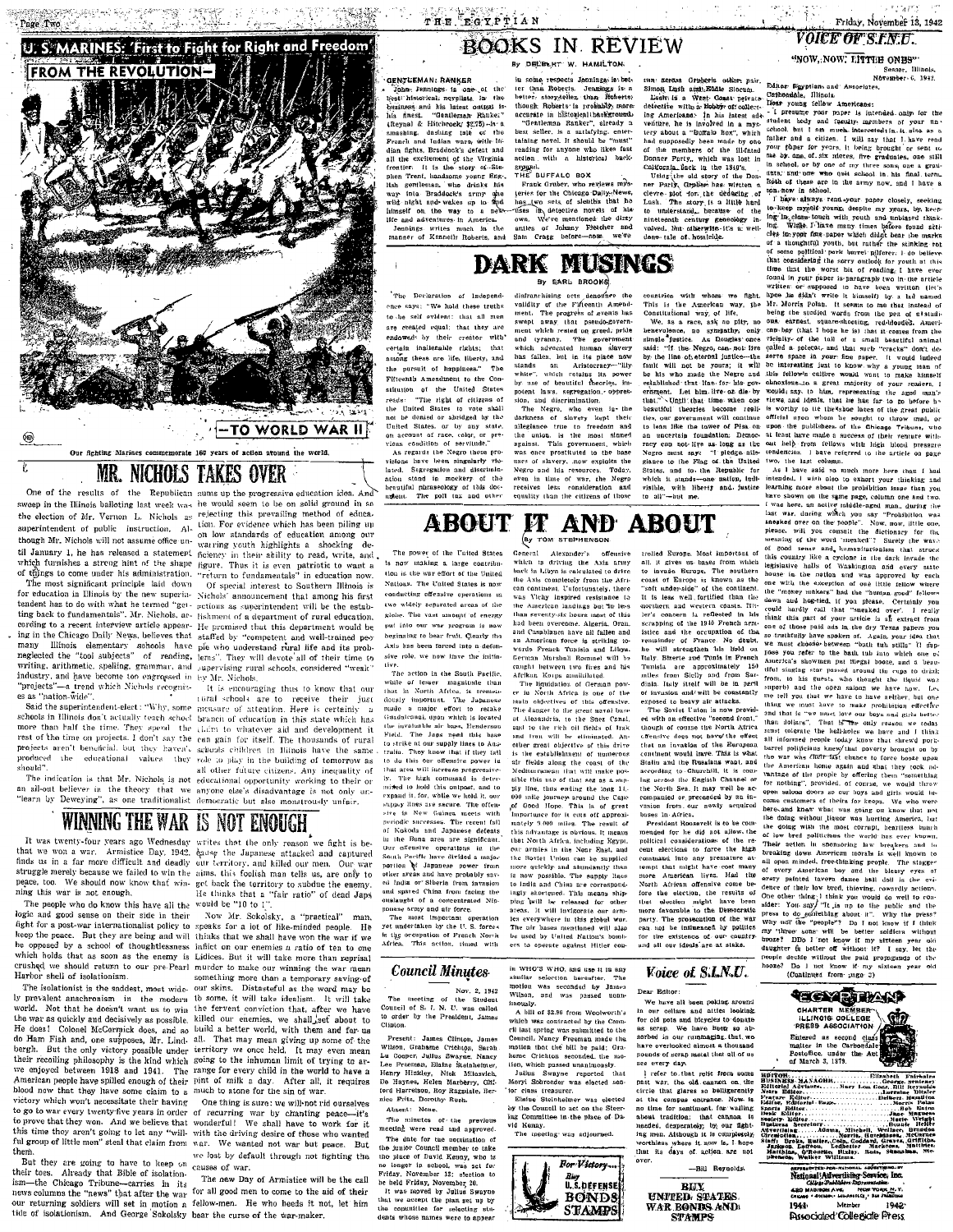U. S. MARINES: First to Fight for Right and Freedom

FROM THE REVOLUTION—

—TO WORLD WAR II

Our fighting Marines commemorate 167 years of action around the world.

# MR. NICHOLS TAKES OVER

One of the results of the Republican sweep in the Illinois balloting last week was the election of Mr. Vernon L. Nichols as superintendent of public instruction. Although Mr. Nichols will not assume office until January 1, he has released a statement which furnishes a strong hint of the shape of things to come under his administration.

The most significant principle laid down for education in Illinois by the new superintendent has to do with what he termed "getting back to fundamentals". Mr. Nichols, according to a recent interview article appearing in the Chicago Daily News, believes that many Illinois elementary schools have neglected the "tool subjects" of reading, writing, arithmetic, spelling, grammar, and industry, and have become too engrossed in "projects"—a trend which Nichols recognizes as "nation-wide".

Said the superintendent-elect: "Why, some schools in Illinois don't actually teach school more than half the time. They spend the rest of the time on projects. I don't say the projects aren't beneficial, but they haven't produced the educational values they should".

The indication is that Mr. Nichols is not an all-out believer in the theory that we "learn by Deweying", as one traditionalist sums up the progressive education idea. And he would seem to be on solid ground in so rejecting this prevailing method of education. For evidence which has been piling up on low standards of education among our warring youth highlights a shocking deficiency in their ability to read, write, and figure. Thus it is even patriotic to want a "return to fundamentals" in education now.

Of special interest to Southern Illinois is Nichols' announcement that among his first actions as superintendent will be the establishment of a department of rural education. He promised that this department would be staffed by "competent and well-trained people who understand rural life and its problems". They will devote all of their time to supervising rural schools, considered "weak" by Mr. Nichols.

It is encouraging thus to know that our rural schools are to receive their just measure of attention. Here is certainly a branch of education in this state which has claim to whatever aid and development it can gain for itself. The thousands of rural schools children in Illinois have the same role to play in the building of tomorrow as all other future citizens. Any inequality of educational opportunity working to their or anyone else's disadvantage is not only un-democratic but also monstrously unfair.

# WINNING THE WAR IS NOT ENOUGH

It was twenty-four years ago Wednesday that we won a war. Armistice Day, 1942, finds us in a far more difficult and deadly struggle merely because we failed to win the peace, too. We should now know that winning this war is not enough.

The people who do know this have all the logic and good sense on their side in their fight for a post-war internationalist policy to keep the peace. But they are being and will be opposed by a school of thoughtlessness which holds that as soon as the enemy is crushed we should return to our pre-Pearl Harbor shell of isolationism.

The isolationist is the saddest, most widely prevalent anachronism in the modern world. Not that he doesn't want us to win the war as quickly and decisively as possible. He does! Colonel McCormick does, and so do Ham Fish and, one supposes, Mr. Lindbergh. But the only victory possible under their recoiling philosophy is the kind which we enjoyed between 1918 and 1941. The American people have spilled enough of their blood now that they have some claim to a victory which won't necessitate their having to go to war every twenty-five years in order to prove that they won. And we believe that this time they aren't going to let any "will-ful group of little men" steal that claim from them.

But they are going to have to keep on their toes. Already that Bible of isolationism—the Chicago Tribune—carries in its news columns the "news" that after the war our returning soldiers will set in motion a tide of isolationism. And George Sokolsky writes that the only reason we fight is because the Japanese attacked and captured our territory, and killed our men. Our war aims, this foolish man tells us, are only to get back the territory to subdue the enemy. He thinks that a "fair ratio" of dead Japs would be "10 to 1".

Now Mr. Sokolsky, a "practical" man, speaks for a lot of like-minded people. He thinks that we shall have won the war if we inflict on our enemies a ratio of ten to one Lidices. But it will take more than reprisal murder to make our winning the war mean something more than a temporary saving of our skins. Distasteful as the word may be to some, it will take idealism. It will take the fervent conviction that, after we have killed our enemies, we shall set about to build a better world, with them and for us all. That may mean giving up some of the territory we once held. It may even mean going to the inhuman limit of trying to arrange for every child in the world to have a pint of milk a day. After all, it requires much to atone for the sin of war.

One thing is sure: we will not rid ourselves of recurring war by chanting peace—it's wonderful! We shall have to work for it with the driving desire of those who wanted war. We wanted not war but peace. But we lost by default through not fighting the causes of war.

The new Day of Armistice will be the call for all good men to come to the aid of their fellow-men. He who heeds it not, let him bear the curse of the war-maker.

# BOOKS IN REVIEW

By DELBERT W. HAMILTON

GENTLEMAN RANKER

John Jennings is one of the best historical novelists in the business and his latest output is his finest. "Gentleman Ranker" (Reynal & Hitchcock; $2.75)—is a smashing, dashing tale of the French and Indian wars, with Indian fights, Braddock's defeat and all the excitement of the Virginia frontier. It is the story of Stephen Trent, handsome young English gentleman, who drinks his way into Braddock's army and wild night and wakes up to find himself on the way to a new life and adventures in America.

Jennings writes much in the manner of Kenneth Roberts, and in some respects Jennings is better than Roberts. Jennings is a better storyteller than Roberts though Roberts is probably more accurate in historical background.

"Gentleman Ranker", already a best seller, is a satisfying, entertaining novel. It should be "must" reading for anyone who likes fast action with a historical background.

THE BUFFALO BOX

Frank Gruber, who reviews mysteries for the Chicago Daily News, has two sets of sleuths that he uses in detective novels of his own. We've mentioned the dizzy antics of Johnny Fletcher and Sam Cragg before—now we've two across Gruber's other pair, Simon Lash and Eddie Slocum.

Lash is a West Coast private detective with a hobby of collecting Americana. In his latest adventure, he is involved in a mystery about a "Buffalo Box", which had supposedly been made by one of the members of the ill-fated Donner Party, which was lost in California back in the 1840's.

Using the old story of the Donner Party, Gruber has written a clever plot for the deducing of Lash. The story is a little hard to understand because of the nineteenth century genealogy involved, but otherwise it's a well-done tale of homicide.

# DARK MUSINGS

By EARL BROOKS

The Declaration of Independence says: "We hold these truths to be self evident: that all men are created equal; that they are endowed by their creator with certain inalienable rights; that among these are life, liberty, and the pursuit of happiness." The Fifteenth Amendment to the Constitution of the United States reads: "The right of citizens of the United States to vote shall not be denied or abridged by the United States, or by any state, on account of race, color, or previous condition of servitude."

As regards the Negro these provisions have been singularly violated. Segregation and discrimination stand in mockery of the beautiful phraseology of this document. The poll tax and other disfranchising acts denounce the validity of the Fifteenth Amendment. The progress of events has swept away that pseudo-government which rested on greed, pride and tyranny. The government which advocated human slavery has fallen, but in its place now stands an Aristocracy—"lily white", which retains its power by use of beautiful theories, impotent laws, segregation, oppression, and discrimination.

The Negro, who even in the darkness of slavery kept their allegiance true to freedom and the union, is the most sinned against. This government, which was once prostituted to the base uses of slavery, now exploits the Negro and his resources. Today, even in time of war, the Negro receives less consideration and equality than the citizens of those countries with whom we fight. This is the American way, the Constitutional way of life.

We, as a race, ask no pity, no benevolence, no sympathy, only simple justice. As Douglas once said: "If the Negro can not live by the line of eternal justice—the fault will not be yours; it will be his who made the Negro and established that line for his government. Let him live or die by that." Until that time when our beautiful theories become realities, our government will continue to lean like the tower of Pisa on an uncertain foundation. Democracy can not live as long as the Negro must say: "I pledge allegiance to the Flag of the United States, and to the Republic for which it stands—one nation, indivisible, with liberty and justice to all"—but me.

# ABOUT IT AND ABOUT

BY TOM STEPHENSON

The power of the United States is now making a large contribution to the war effort of the United Nations. The United States is now conducting offensive operations in two widely separated areas of the globe. The vast amount of energy put into our war program is now beginning to bear fruit. Clearly the Axis has been forced into a defensive role, we now have the initiative.

The action in the South Pacific, while of lesser magnitude than that in North Africa, is tremendously important. The Japanese made a major effort to retake Guadalcanal, upon which is located the invaluable air base, Henderson Field. The Japs need this base to strike at our supply lines to Australia. They know that if they fail to do this our offensive power in that area will increase progressively. The high command is determined to hold this outpost, and to expand it for, while we hold it, our supply lines are secure. The offensive in New Guinea meets with periodic successes. The recent fall of Kokoda and Japanese defeats in the Buna area are significant. Our offensive operations in the South Pacific have divided a major portion of Japanese power from other areas and have probably saved India or Siberia from invasion and spared China from facing the onslaught of a concentrated Nipponese army and air force.

The most important operation yet undertaken by the U. S. forces is the occupation of French North Africa. This action, timed with General Alexander's offensive which is driving the Axis army back in Libya is calculated to drive the Axis completely from the African continent. Unfortunately, there was Vichy inspired resistance to the American landings but in less than seventy-six hours most of this had been overcome. Algeria, Oran, and Casablanca have all fallen and an American force is striking towards French Tunisia and Libya. German Marshall Rommel will be caught between two fires and his African Korps annihilated.

The liquidation of German power in North Africa is one of the main objectives of this offensive. The danger to the great naval base at Alexandria, to the Suez Canal, and to the rich oil fields of Irak and Iran will be eliminated. Another great objective of this drive is the establishment of numerous air fields along the coast of the Mediterranean that will make possible this use of that sea as a supply line, thus ending the long 11,000 mile journey around the Cape of Good Hope. This is of great importance for it cuts off approximately 9,000 miles. The result of this advantage is obvious. It means that North Africa, including Egypt, our armies in the Near East, and the Soviet Union can be supplied more quickly and abundantly than is now possible. The supply lines to India and China are correspondingly shortened. This means shipping will be released for other areas. It will invigorate our armies everywhere in this global war. The air bases mentioned will also be used by United Nation's bombers to operate against Hitler controlled Europe. Most important of all, it gives us bases from which to invade Europe. The southern coast of Europe is known as the "soft under-side" of the continent. It is less well fortified than the northern and western coasts. Hitler's concern is reflected in his scrapping of the 1940 French armistice and the occupation of the remainder of France. No doubt, he will strengthen his hold on Italy. Bizerte and Tunis in French Tunisia are approximately 100 miles from Sicily and from Sardinia. Italy itself will be in peril of invasion and will be constantly exposed to heavy air attacks.

The Soviet Union is now provided with an effective "second front," though of course the North Africa offensive does not have the effect that an invasion of the European continent would have. This is what Stalin and the Russians want, and according to Churchill, it is coming across the English Channel or the North Sea. It may well be accompanied or preceded by an invasion from our newly acquired bases in Africa.

President Roosevelt is to be commended for he did not allow the political considerations of the recent elections to force the high command into any premature attempt that might have cost many more American lives. Had the North African offensive come before the election, the results of that election might have been more favorable to the Democratic party. The prosecution of the war can not be influenced by politics for the existence of our country and all our ideals are at stake.

## Council Minutes

Nov. 2, 1942

The meeting of the Student Council of S. I. N. U. was called to order by the President, James Clinton.

Present: James Clinton, James Wilson, Grahame Crichton, Sarah Lu Cooper, Julius Swayne, Nancy Lee Freeman, Elaine Steinheimer, Henry Hinkley, Nick Milosevich, De Haynes, Helen Harberry, Clifford Harrelson, Roy Ragsdale, Bernice Fritz, Dorothy Rush.

Absent: None.

The minutes of the previous meeting were read and approved.

The date for the nomination of the junior Council member to take the place of David Kenny, who is no longer in school, was set for Friday, November 13; election to be held Friday, November 20.

It was moved by Julius Swayne that we accept the plan set up by the committee for selecting students whose names were to appear in WHO'S WHO, and use it in any similar selection hereafter. The motion was seconded by James Wilson, and was passed unanimously.

A bill of $3.98 from Woolworth's which was contracted by the Council last spring was submitted to the Council. Nancy Freeman made the motion that the bill be paid; Grahame Crichton seconded the motion, which passed unanimously.

Julius Swayne reported that Meryl Schroeder was elected senior class treasurer.

Elaine Steinheimer was elected by the Council to act on the Steering Committee in the place of David Kenny.

The meeting was adjourned.

For Victory... Buy U. S. DEFENSE BONDS STAMPS

## Voice of S.I.N.U.

Dear Editor:

We have all been poking around in our cellars and attics looking for old pots and bicycles to donate as scrap. We have been so absorbed in our rummaging that we have overlooked almost a thousand pounds of scrap metal that all of us see every day.

I refer to that relic from some past war, the old cannon on the circle that glares so belligerently at the campus entrance. Now is no time for sentiment, for wailing about tradition that cannon is needed, desperately, by our fighting men. Although it is completely worthless where it now is, I hope that its days of action are not over.

—Bill Reynolds.

BUY UNITED STATES WAR BONDS AND STAMPS

## VOICE OF S.I.N.U.

"NOW, NOW, LITTLE ONES"

Sesser, Illinois, November 6, 1942.

Editor Egyptian and Associates, Carbondale, Illinois.

Dear young fellow Americans:

I presume your paper is intended only for the student body and faculty members of your fine school, but I am much interested in it also as a father and a citizen. I will say that I have read your paper for years. It being brought or sent to me by one of six nieces, five graduates, one still in school, or by one of my three sons, one a graduate, and one who quit school in his final term. Both of these are in the army now, and I have a son now in school.

I have always read your paper closely, seeking to keep myself young, despite my years, by keeping in close touch with youth and unbiased thinking. While I have many times before found articles in your fine paper which didn't bear the marks of a thoughtful youth, but rather the stinking rot of some political pork barrel pilferer. I do believe that considering the sorry outlook for youth at this time that the worst bit of reading I have ever found in your paper is paragraph two in the article written or supposed to have been written (let's hope he didn't write it himself) by a lad named Mr. Morris Polan. It seems to me that instead of being the studied words from the pen of a studious, earnest, square-shooting, red-blooded American boy (that I hope he is) that it comes from the vicinity of the toil of a small beautiful animal called a polecat, and that such "cracks" don't deserve space in your fine paper. It would indeed be interesting just to know why a young man of this fellow's calibre would want to make himself obnoxious to a great majority of your readers. I would say, to him, representing the aged man's views and ideals, that he has far to go before he is worthy to tie the shoe laces of the great public official upon whom he sought to throw mud, or upon the publishers of the Chicago Tribune, who at least have made a success of their venture without help from fellows with high blood pressure tendencies. I have referred to the article on page two, the last column.

As I have said so much more here than I had intended, I wish also to exhort your thinking and learning more about the prohibition issue than you have shown on the same page, column one and two. I was born, an active middle-aged man, during the last war, during which you say "Prohibition was sneaked over on the people". Now, now, little one, please, will you consult the dictionary for the meaning of the word "sneaked"? Surely the wave of good sense and humanitarianism that struck this country like a cyclone in the dark invade the legislative halls of Washington and every state house in the nation and was approved by each one with the exception of one little fellow where the "money makers" had the "human good" fellows down and hog-tied, if you please. Certainly you could hardly call that "sneaked over". I really think this part of your article is an extract from one of those paid ads in the dry Texas papers you so truthfully have spoken of. Again, your idea that we must choose between "bath tub stills" (I suppose you refer to the bath tub into which one poured the liquor in the speakeasies and the beauty of its singing star passed around the cups to drink from, to his guests who thought the liquid was superb) and the open saloon we have now. Let me tell you that we have to have neither, but one thing we must have to make prohibition effective and that is "we must love our boys and girls better than dollars". That is the only reason we today must tolerate the hell-holes we have and I think all informed people today know that shrewd pork-barrel politicians know that poverty brought on by the war have offer fat chance to force booze upon the American home again and that they took advantage of the people by offering them "something for nothing", provided, of course, we would throw open saloon doors so our boys and girls could become customers of theirs for keeps. We who were here and knew what was going on know that not the doing without liquor was hurting America, but the doing with the most corrupt, heartless bunch of low bred politicians the world has ever known. Their action in sponsoring law breakers and in breaking down American morals is well known to all open minded, free-thinking people. The stagger of every American boy and the bleary eyes of every painted tavern dance hall doll is the evidence of their low bred, thieving, cowardly actions. One other thing: I think you would do well to consider: You say "It is up to the public and the press to do something about it". Why the press? Why not the "people"? Do I not know if I think my "three sons" will be better soldiers without booze? DDo I not know if my sixteen year old daughter is better off without it? I say, let the people decide without the paid propaganda of the booze? Do I not know if my sixteen year old

(Continued from page 3)

## EGYPTIAN

CHARTER MEMBER ILLINOIS COLLEGE PRESS ASSOCIATION

Entered as second class matter in the Carbondale Postoffice under the Act of March 3, 1879.

| | |
|---|---|
| EDITOR | Elizabeth Fairbairn |
| BUSINESS MANAGER | George Bracewell |
| Editorial Adviser | Mary Lou Frick, Eill Reynolds |
| News Editor | Lorena Jo Miller |
| Feature Editor | Delbert Hamilton |
| Editor, Editorial Page | Morris Polan |
| Sports Editor | Bob Kelley |
| Sports Editor | John Willmers |
| Society Editor | Marie Wright |
| Business Secretary | Elinor Helfer |

Advertising: Adams, Mitchell, Wallace, Brandon
Circulation: Gray, Morris, Hutchins, Stevens
Staff: Brooks, Butler, Cole, Goddard, Graves, Griffiths, Huffman, Lehman, McGehee, Melton, Martin, Matthias, O'Rourke, Pickles, Ross, Shanahan, Stephens, Walker, Williams

REPRESENTED FOR NATIONAL ADVERTISING BY National Advertising Service, Inc. College Publishers Representative 420 MADISON AVE. NEW YORK, N. Y. CHICAGO · BOSTON · LOS ANGELES · SAN FRANCISCO

1941 Member 1942 Associated Collegiate Press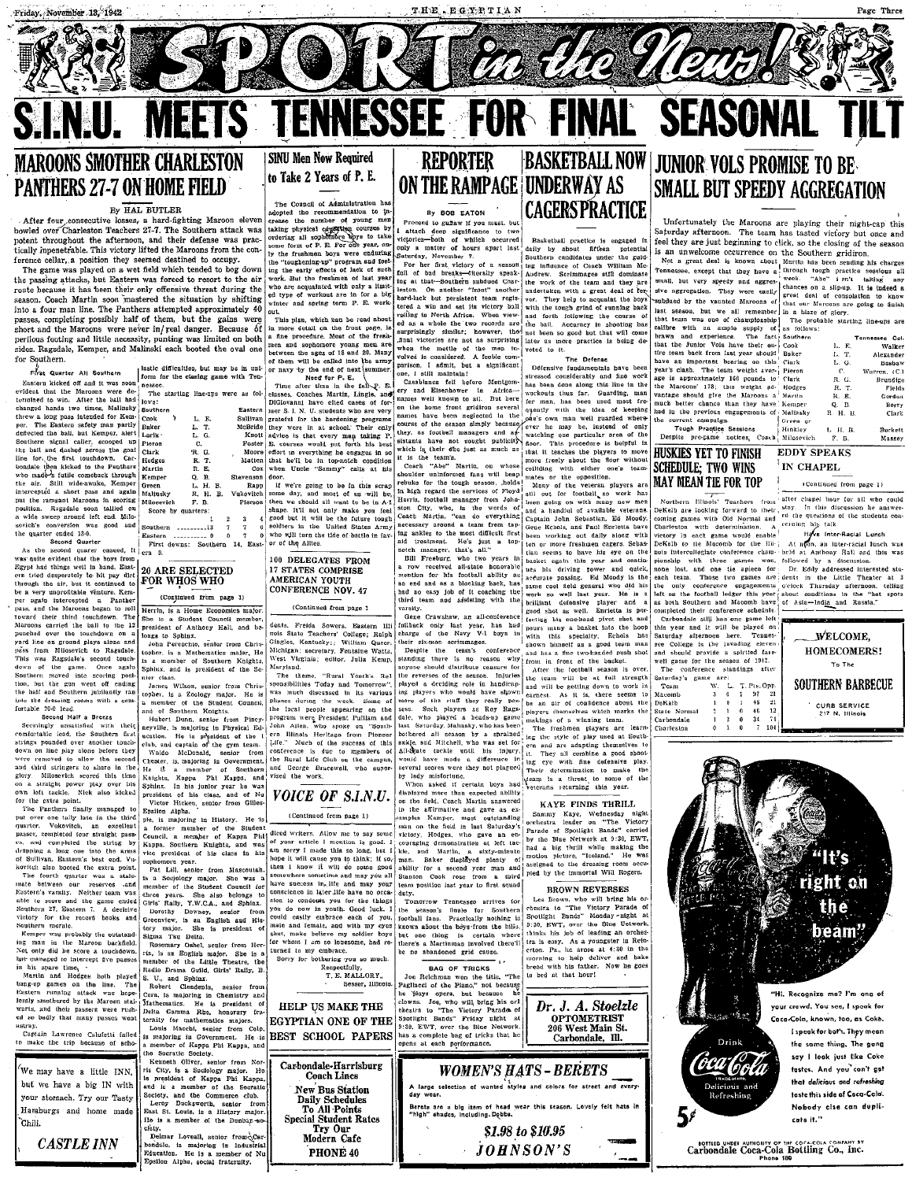# SPORT in the News!

# S.I.N.U. MEETS TENNESSEE FOR FINAL SEASONAL TILT

## MAROONS SMOTHER CHARLESTON PANTHERS 27-7 ON HOME FIELD

By HAL BUTLER

After four consecutive losses, a hard-fighting Maroon eleven bowled over Charleston Teachers 27-7. The Southern attack was potent throughout the afternoon, and their defense was practically impenetrable. This victory lifted the Maroons from the conference cellar, a position they seemed destined to occupy.

The game was played on a wet field which tended to bog down the passing attacks, but Eastern was forced to resort to the air route because it has been their only offensive threat during the season. Coach Martin soon mastered the situation by shifting into a four man line. The Panthers attempted approximately 40 passes, completing possibly half of them, but the gains were short and the Maroons were never in real danger. Because of perilous footing and little necessity, punting was limited on both sides. Ragsdale, Kemper, and Malinski each booted the oval one for Southern.

**First Quarter All Southern**

Eastern kicked off and it was soon evident that the Maroons were determined to win. After the ball had changed hands two times, Malinsky threw a long pass intended for Kemper. The Eastern safety man partly deflected the ball, but Kemper, alert Southern signal caller, scooped up the ball and dashed across the goal line for the first touchdown. Carbondale then kicked to the Panthers who made a futile comeback through the air. Still wide-awake, Kemper intercepted a short pass and again put the rampant Maroons in scoring position. Ragsdale soon tallied on a wide sweep around left end. Milosevich's conversion was good and the quarter ended 13-0.

**Second Quarter**

As the second quarter ensued, it was quite evident that the boys from Egypt had things well in hand. Eastern tried desperately to hit pay dirt through the air, but it continued to be a very unprofitable venture. Kemper again intercepted a Panther pass, and the Maroons began to roll toward their third touchdown. The Maroons carried the ball to the 12 punched over the touchdown on a yard line on ground plays alone and pass from Milosevich to Ragsdale. This was Ragsdale's second touchdown of the game. Once again Southern moved into scoring position, but the gun went off ending the half and Southern jubilantly ran into the dressing rooms with a comfortable 20-0 lead.

**Second Half a Breeze**

Seemingly unsatisfied with their comfortable lead, the Southern first strings pounded over another touchdown on line play alone before they were removed to allow the second and third stringers to share in the glory. Milosevich scored this time on a straight power play over his own left tackle. Nick also kicked for the extra point.

The Panthers finally managed to put over one tally late in the third quarter. Vukovitch, an excellent passer, completed four straight passes, and completed the string by dropping a long one into the arms of Sullivan, Eastern's best end. Vukovitch also booted the extra point.

The fourth quarter was a stalemate between our reserves and Eastern's varsity. Neither team was able to score and the game ended Southern 27, Eastern 7. A decisive victory for the record books and Southern morale.

Kemper was probably the outstanding man in the Maroon backfield. Not only did he score a touchdown, but managed to intercept five passes in his spare time.

Martin and Hodges both played bang-up games on the line. The Eastern running attack was hopelessly smothered by the Maroon stalwarts, and their passers were rushed so badly that many passes went astray.

Captain Lawrence Calufetti failed to make the trip because of scholastic difficulties, but may be in uniform for the closing game with Tennessee.

The starting line-ups were as follows:

| Southern | | Eastern |
|---|---|---|
| Cook | L. E. | Sullivan |
| Baker | L. T. | McBride |
| Clark | L. G. | Knott |
| Pieron | C. | Foster |
| Clark | R. G. | Moore |
| Hodges | R. T. | Mallon |
| Martin | R. E. | Cox |
| Kemper | Q. B. | Stevenson |
| Green | L. H. B. | Rapp |
| Malinsky | R. H. B. | Vukovitch |
| Milosevich | F. B. | Pierson |

Score by quarters:

| | 1 | 2 | 3 | 4 |
|---|---|---|---|---|
| Southern | 13 | 7 | 7 | 0 |
| Eastern | 0 | 0 | 7 | 0 |

First downs: Southern 14, Eastern 8.

> We may have a little INN, but we have a big IN with your stomach. Try our Tasty Hamburgs and home made Chili.
>
> **CASTLE INN**

## SINU Men Now Required to Take 2 Years of P. E.

The Council of Administration has adopted the recommendation to increase the number of young men taking physical education courses by ordering all sophomore boys to take some form of P. E. For one year, only the freshmen boys were enduring the "toughening-up" program and feeling the early effects of lack of such work. But the freshmen of last year who are acquainted with only a limited type of workout are in for a big winter and spring term P. E. workout.

This plan, which can be read about in more detail on the front page, is a fine procedure. Most of the freshmen and sophomore young men are between the ages of 18 and 20. Many of them will be called into the army or navy by the end of next summer.

**Need for P. E.**

Time after time in the fall P. E. classes, Coaches Martin, Lingle, and DiGiovanni have cited cases of former S. I. N. U. students who are very grateful for the hardening programs they were in at school. Their only advice is that every man taking P. E. courses would put forth his best effort in everything he engages in so that he'll be in top-notch condition when Uncle "Sammy" calls at his door.

If we're going to be in this scrap some day, and most of us will be, then we should all want to be in A-1 shape. It'll not only make you feel good but it will be the future tough soldiers of the United States Army who will turn the tide of battle in favor of the Allies.

## 100 DELEGATES FROM 17 STATES COMPRISE AMERICAN YOUTH CONFERENCE NOV. 47

(Continued from page 1)

dents. Freida Sowers, Eastern Illinois State Teachers' College; Ralph Gingles, Kentucky; William Queer, Michigan; secretary, Fontaine Watts, Virginia; editor, Julia Kemp, Maryland.

The theme, "Rural Youth's Responsibilities Today and Tomorrow", was much discussed in its various phases during the week. Some of the local people appearing on the program were President Pulliam and John Allen, who spoke on "Southern Illinois Heritage from Pioneer Life." Much of the success of this conference is due to members of the Rural Life Club on the campus, and George Bracewell, who supervised the work.

## VOICE OF S.I.N.U.

(Continued from page 1)

diced writers. Allow me to say some of your article I mention is good. I am sorry I made this so long, but I hope it will cause you to think; if so, then I know it will do some good somewhere sometime and may you all have success in life and may your conscience in later life have no occasion to condemn you for the things you do now in youth. Good luck. I could easily embrace each of you, male and female, and with my eyes shut, make believe my soldier boys for whom I am so lonesome, had returned to my embrace.

Sorry for bothering you so much.

Respectfully,
T. E. MALLORY,
Sesser, Illinois.

**HELP US MAKE THE EGYPTIAN ONE OF THE BEST SCHOOL PAPERS**

> **Carbondale-Harrisburg Coach Lines**
>
> New Bus Station
> Daily Schedules
> To All Points
> Special Student Rates
> Try Our
> Modern Cafe
> PHONE 40

## 20 ARE SELECTED FOR WHOS WHO

(Continued from page 1)

Herrin, is a Home Economics major. She is a Student Council member, president of Anthony Hall, and belongs to Sphinx.

John Perenchio, senior from Christopher, is a Mathematics major. He is a member of Southern Knights, Sphinx, and is president of the Senior class.

James Wilson, senior from Christopher, is a Zoology major. He is a member of the Student Council, and of Southern Knights.

Hubert Dunn, senior from Pinckneyville, is majoring in Physical Education. He is president of the I club, and captain of the gym team.

Waldo McDonald, senior from Chester, is majoring in Government. He is a member of Southern Knights, Kappa Phi Kappa, and Sphinx. In his junior year he was president of his class, and of Nu Epsilon Alpha.

Victor Hicken, senior from Gillespie, is majoring in History. He is a former member of the Student Council, a member of Kappa Phi Kappa, Southern Knights, and was vice president of his class in his sophomore year.

Pat Lill, senior from Mascoutah, is a Sociology major. She was a member of the Student Council for three years. She also belongs to Girls' Rally, Y.W.C.A., and Sphinx.

Dorothy Downey, senior from Greenview, is an English and History major. She is president of Sigma Tau Delta.

Rosemary Oshel, senior from Herrin, is an English major. She is a member of the Little Theatre, the Radio Drama Guild, Girls' Rally, B. S. U., and Sphinx.

Robert Clendenin, senior from Cora, is majoring in Chemistry and Mathematics. He is president of Delta Gamma Rho, honorary fraternity for mathematics majors.

Louis Macchi, senior from Colp, is majoring in Government. He is a member of Kappa Phi Kappa, and the Socratic Society.

Kenneth Oliver, senior from Norris City, is a Sociology major. He is president of Kappa Phi Kappa, and is a member of the Socratic Society, and the Commerce club.

Leroy Duckworth, senior from East St. Louis, is a History major. He is a member of the Dunbar society.

Delmar Lovelll, senior from Carbondale, is majoring in Industrial Education. He is a member of Nu Epsilon Alpha, social fraternity.

## REPORTER ON THE RAMPAGE

By BOB EATON

Proceed to guffaw if you must, but I attach deep significance to two victories—both of which occurred only a matter of hours apart last Saturday, November 7.

For her first victory of a season full of bad breaks—literally speaking at that—Southern subdued Charleston. On another "front" another hard-luck but persistent team registered a win and set its victory ball rolling in North Africa. When viewed as a whole the two records are surprisingly similar; however, the final victories are not as surprising when the mettle of the men involved is considered. A feeble comparison, I admit, but a significant one, I still maintain!

Casablanca fell before Montgomery and Eisenhower in Africa—names well known to all. But here on the home front gridiron several names have been neglected in the course of the season simply because they, as football managers and assistants have not sought publicity. Still, in their job just as much as it is the team's.

Coach "Abe" Martin, on whose shoulder uninformed fans will heap rebuke for the tough season, holds in high regard the services of Floyd Harris, football manager from Johnston City, who, in the words of Coach Martin, "was do everything necessary around a team from taping ankles to the most difficult first aid treatment. He's just a top-notch manager; that's all."

Bill Freeburg, who two years in a row received all-state honorable mention for his football ability as an end and as a blocking back, has had no easy job of it coaching the third team and assisting with the varsity.

Gene Crawshaw, an all-conference fullback only last year, has had charge of the Navy V-1 boys in their six-man scrimmages.

Despite the team's conference standing there is no reason why anyone should distribute censure for the reverses of the season. Injuries played a deciding role in handicapping players who would have shown more of the stuff they really possess. Such players as Roy Ragsdale, who played a heads-up game last Saturday, Malinsky, who has been bothered all season by a sprained ankle, and Mitchell, who was set for All-State tackle until his injury, would have made a difference in several scores were they not plagued by lady misfortune.

When asked if certain boys had displayed more than expected ability on the field, Coach Martin answered in the affirmative and gave as examples Kemper, most outstanding man on the field in last Saturday's victory, Hodges, who gave an encouraging demonstration at left tackle, and Martin, a sixty-minute man. Baker displayed plenty of ability for a second year man and Stanton Cook rose from a third team position last year to first squad duty.

Tomorrow Tennessee arrives for the season's finale for Southern football fans. Practically nothing is known about the boys from the hills, but one thing is certain where there's a Martinman involved there'll be no abandoned grid cause.

**BAG OF TRICKS**

Joe Reichman won the title, "The Pagliacci of the Piano," not because he plays opera, but because he clowns. Joe, who will bring his orchestra to "The Victory Parade of Spotlight Bands" Friday night at 9:30, EWT, over the Blue Network, has a complete bag of tricks that he opens at each performance.

## BASKETBALL NOW UNDERWAY AS CAGERS PRACTICE

Basketball practice is engaged in daily by about fifteen potential Southern candidates under the guiding influence of Coach William McAndrew. Scrimmages still dominate the work of the team and they are undertaken with a great deal of fervor. They help to acquaint the boys with the tough grind of running back and forth following the course of the ball. Accuracy in shooting has not been so good but that will come later as more practice is being devoted to it.

**The Defense**

Defensive fundamentals have been stressed considerably and fine work has been done along this line in the workouts thus far. Guarding, man for man, has been used most frequently with the idea of keeping one's own man well guarded wherever he may be, instead of only watching one particular area of the floor. This procedure is helpful in that it teaches the players to move more freely about the floor without colliding with either one's teammates or the opposition.

Many of the veteran players are still out for football, so work has been going on with many new men and a handful of available veterans. Captain John Sebastian, Ed Moody, Gene Echols, and Paul Enrietta have been working out daily along with ten or more freshmen cagers. Sebastian seems to have his eye on the basket again this year and continues his driving power and quick, accurate passing. Ed Moody is the same cool field general who did his work so well last year. He is a brilliant defensive player and a good shot as well. Enrietta is perfecting his one-hand pivot shot and pours many a basket into the hoop with this specialty. Echols has shown himself as a good team man and has a fine two-handed push shot from in front of the basket.

After the football season is over, the team will be at full strength and will be getting down to work in earnest. As it is, there seems to be an air of confidence about the players themselves which marks the makings of a winning team.

The freshmen players are learning the style of play used at Southern and are adapting themselves to it. They all combine a good shooting eye with fine defensive play. Their determination to make the team is a threat to some of the veterans returning this year.

**KAYE FINDS THRILL**

Sammy Kaye, Wednesday night orchestra leader on "The Victory Parade of Spotlight Bands" carried by the Blue Network at 9:30, EWT, had a big thrill while making the motion picture, "Iceland." He was assigned to the dressing room occupied by the immortal Will Rogers.

**BROWN REVERSES**

Les Brown, who will bring his orchestra to "The Victory Parade of Spotlight Bands" Monday night at 9:30, EWT, over the Blue Network, thinks his job of leading an orchestra is easy. As a youngster in Reinerton, Pa., he arose at 4:30 in the morning to help deliver and bake bread with his father. Now he goes to bed at that hour!

> **Dr. J. A. Stoelzle**
> OPTOMETRIST
> 206 West Main St.
> Carbondale, Ill.

> **WOMEN'S HATS - BERETS**
>
> A large selection of wanted styles and colors for street and every-day wear.
>
> Berets are a big item of head wear this season. Lovely felt hats in "high" shades, including Dobbs.
>
> **$1.98 to $10.95**
>
> **JOHNSON'S**

## JUNIOR VOLS PROMISE TO BE SMALL BUT SPEEDY AGGREGATION

Unfortunately the Maroons are playing their night-cap this Saturday afternoon. The team has tasted victory but once and feel they are just beginning to click, so the closing of the season is an unwelcome occurrence on the Southern gridiron.

Not a great deal is known about Tennessee, except that they have a small, but very speedy and aggressive aggregation. They were easily subdued by the vaunted Maroons of last season, but we all remember that team was one of championship calibre with an ample supply of brawn and experience. The fact that the Junior Vols have their entire team back from last year should have an important bearing on this year's clash. The team weight average is approximately 160 pounds to the Maroons' 173; this weight advantage should give the Maroons a much better chance than they have had in the previous engagements of the current campaign.

**Tough Practice Sessions**

Despite pre-game notices, Coach Martin has been sending his charges through tough practice sessions all week. "Abe" isn't taking any chances on a slip-up. It is indeed a great deal of consolation to know that our Maroons are going to finish in a blaze of glory.

The probable starting line-ups are as follows:

| Southern | | Tennessee Col. |
|---|---|---|
| Cook | L. E. | Walker |
| Baker | L. T. | Alexander |
| Clark | L. G. | Bashaw |
| Pieron | C. | Warren, (C) |
| Clark | R. G. | Brundige |
| Hodges | R. T. | Fields |
| Martin | R. E. | Gordon |
| Kemper | Q. B. | Berry |
| Malinsky | R. H. B. | Clark |
| Green or Hinkley | L. H. B. | Burkett |
| Milosevich | F. B. | Massey |

## HUSKIES YET TO FINISH SCHEDULE; TWO WINS MAY MEAN TIE FOR TOP

Northern Illinois' Teachers from DeKalb are looking forward to their coming games with Old Normal and Charleston with determination. A victory in each game would enable DeKalb to tie Macomb for the Illinois Intercollegiate conference championship with three games won, none lost, and one tie apiece for each team. Those two games are the only conference engagements left on the football ledger this year as both Southern and Macomb have completed their conference schedule.

Carbondale still has one game left this year and it will be played on Saturday afternoon here. Tennessee College is the invading eleven and should provide a spirited farewell game for the season of 1942.

The conference standings after Saturday's game are:

| Team | W. | L. | T. | Pts. | Opp. |
|---|---|---|---|---|---|
| Macomb | 3 | 0 | 1 | 57 | 21 |
| DeKalb | 1 | 0 | 1 | 48 | 21 |
| State Normal | 2 | 1 | 0 | 46 | 12 |
| Carbondale | 1 | 3 | 0 | 34 | 71 |
| Charleston | 0 | 3 | 0 | 7 | 106 |

## EDDY SPEAKS IN CHAPEL

(Continued from page 1)

after chapel hour for all who could stay. In this discussion he answered the questions of the students concerning his talk.

**Have Inter-Racial Lunch**

At noon, an inter-racial lunch was held at Anthony Hall and this was followed by a discussion.

Dr. Eddy addressed interested students in the Little Theater at 3 o'clock Thursday afternoon, telling about conditions in the "hot spots of Asia—India and Russia."

> **WELCOME, HOMECOMERS!**
> To The
> **SOUTHERN BARBECUE**
> CURB SERVICE
> 217 N. Illinois

> **"It's right on the beam"**
>
> "Hi. Recognize me? I'm one of your crowd. You see, I speak for Coca-Cola, known, too, as Coke. I speak for both. They mean the same thing. The gang say I look just like Coke tastes. And you can't get that delicious and refreshing taste this side of Coca-Cola. Nobody else can duplicate it."
>
> Drink Coca-Cola Delicious and Refreshing
>
> 5¢
>
> BOTTLED UNDER AUTHORITY OF THE COCA-COLA COMPANY BY
> Carbondale Coca-Cola Bottling Co., Inc.
> Phone 180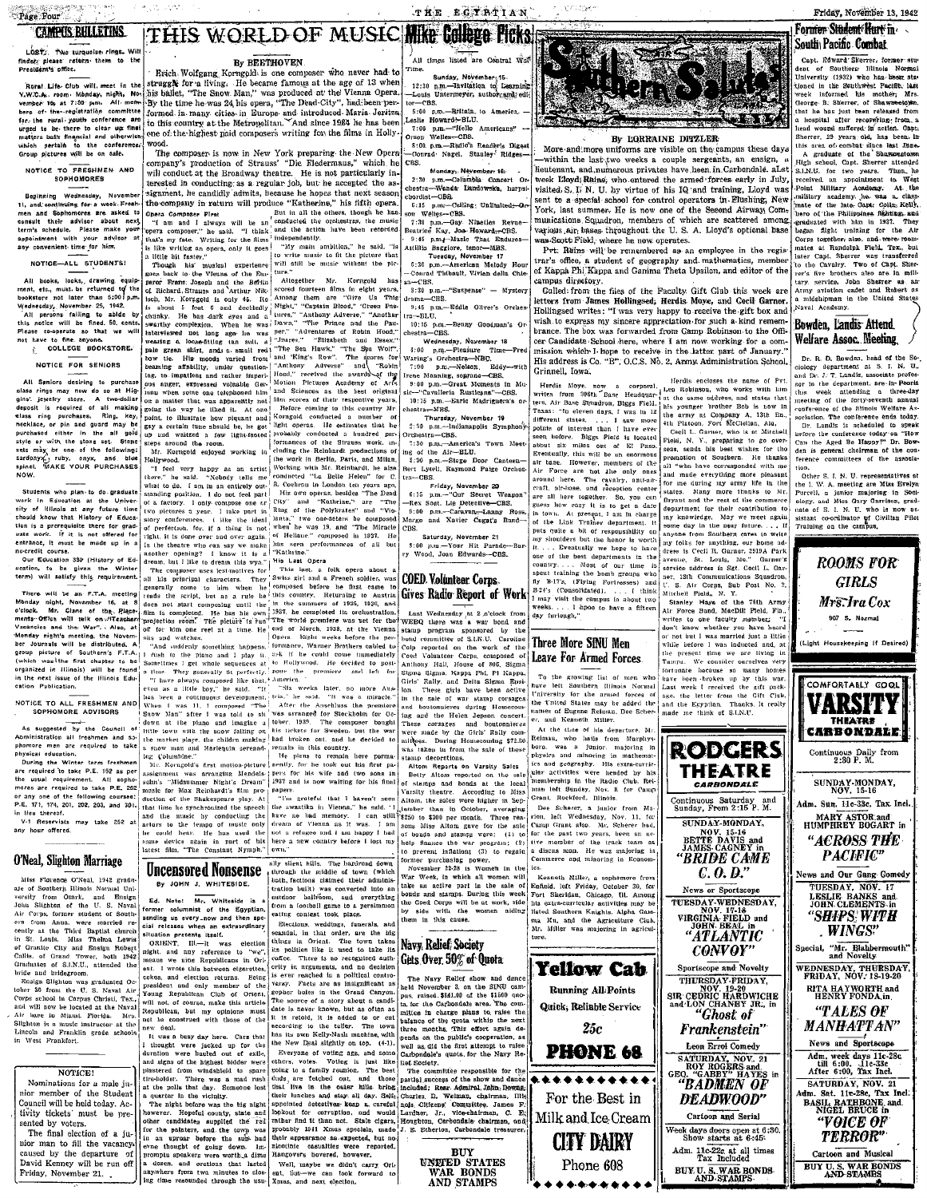## CAMPUS BULLETINS

LOST: Two turquoise rings. Will finder please return them to the President's office.

Rural Life Club will meet in the Y.W.C.A. room Monday night, November 16, at 7:30 p.m. All members of the registration committee for the rural youth conference are urged to be there to clear up final matters both financial and otherwise which pertain to the conference. Group pictures will be on sale.

NOTICE TO FRESHMEN AND SOPHOMORES

Beginning Wednesday, November 11, and continuing for a week, Freshmen and Sophomores are asked to consult their adviser about next term's schedule. Please make your appointment with your advisor at any convenient time for him.

NOTICE—ALL STUDENTS!

All books, locks, drawing equipment, etc., must be returned to the bookstore not later than 5:00 p.m. Wednesday, November 25, 1942.

All persons failing to abide by this notice will be fined 50 cents. Please co-operate so that we will not have to fine anyone.

COLLEGE BOOKSTORE.

NOTICE FOR SENIORS

All Seniors desiring to purchase class rings may now do so at Higgins' jewelry store. A two-dollar deposit is required of all making class ring purchases. Ring, key, necklace, or pin and guard may be purchased either in the all gold style or with the stone set. Stone sets may be one of the following: sardonyx, ruby, onyx, and blue spinel. MAKE YOUR PURCHASES NOW.

Students who plan to do graduate work in Education at the University of Illinois at any future time should know that History of Education is a prerequisite there for graduate work. If it is not offered for entrance, it must be made up in a no-credit course.

Our Education 330 (History of Education, to be given the Winter term) will satisfy this requirement.

There will be an F.T.A. meeting Monday night, November 16, at 8 o'clock. Mr. Glans of the Placements Office will talk on "Teachers Vacancies and the War". Also, at Monday night's meeting, the November Journals will be distributed. A group picture of Southern's F.T.A. (which was the first chapter to be organized in Illinois) will be found in the next issue of the Illinois Education Publication.

NOTICE TO ALL FRESHMEN AND SOPHOMORE ADVISORS

As suggested by the Council of Administration all freshmen and sophomore men are required to take physical education.

During the Winter term freshmen are required to take P.E. 152 as per the usual requirement. All sophomores are required to take P.E. 252 or any one of the following courses: P.E. 171, 174, 201, 202, 203, and 301, in lieu thereof.

V-1 Reservists may take 252 at any hour offered.

## O'Neal, Slighton Marriage

Miss Florence O'Neal, 1942 graduate of Southern Illinois Normal University from Ozark, and Ensign John Slighton of the U. S. Naval Air Corps, former student of Southern from Anna, were married recently at the Third Baptist church in St. Louis. Miss Thelma Lewis of Granite City and Ensign Robert Callis, of Grand Tower, both 1942 Graduates of S.I.N.U., attended the bride and bridegroom.

Ensign Slighton was graduated October 30 from the U. S. Naval Air Corps school in Corpus Christi, Tex., and will now be located at the Naval Air base in Miami, Florida. Mrs. Slighton is a music instructor at the Lincoln and Franklin grade schools in West Frankfort.

## NOTICE!

Nominations for a male junior member of the Student Council will be held today. Activity tickets must be presented by voters.

The final election of a junior man to fill the vacancy, caused by the departure of David Kenney will be run off Friday, November 21.

## THIS WORLD OF MUSIC

By BEETHOVEN

Erich Wolfgang Korngold is one composer who never had to struggle for a living. He became famous at the age of 13 when his ballet, "The Snow Man," was produced at the Vienna Opera. By the time he was 24 his opera, "The Dead City", had been performed in many cities in Europe and introduced Maria Jeritza to this country at the Metropolitan. And since 1934 he has been one of the highest paid composers writing for the films in Hollywood.

The composer is now in New York preparing the New Opera company's production of Strauss' "Die Fledermaus," which he will conduct at the Broadway theatre. He is not particularly interested in conducting as a regular job, but he accepted the assignment, he candidly admits, because he hopes that next season the company in return will produce "Katharine," his fifth opera.

**Opera Composer First**

"I am and I always will be an opera composer," he said. "I think that's my fate. Writing for the films is like writing an opera, only it goes a little bit faster."

Though his musical experience goes back to the Vienna of the Emperor Franz Joseph and the Berlin of Richard Strauss and Arthur Nikisch, Mr. Korngold is only 45. He is about 5 feet 6 and decidedly chunky. He has dark eyes and a swarthy complexion. When he was interviewed the other day he was wearing a loose-fitting tan suit, a pale green shirt, and a small red bow tie. His moods varied from beaming affability, under questioning, to impatient and rather imperious anger, expressed volcanic German when one telephoned him on a matter that was apparently not going the way he liked it. At one point, to illustrate how piquant and gay a certain tune should be, he got up and waltzed a few light-footed steps around the room.

Mr. Korngold enjoyed working in Hollywood.

"I feel very happy as an artist there," he said. "Nobody tells me what to do. I am in an entirely outstanding position. I do not feel part of a factory. I only compose one or two pictures a year. I take part in story conferences. I like the ideal of perfection, for, if a thing is not right, it is done over and over again. In the theatre who can say we make another opening? I know it is a dream, but I like to dream this way."

The composer uses last-motives for all the principal characters. They generally come to him when he reads the script, but as a rule he does not start composing until the film is completed. He has his own projection room. The picture is run off for him one reel at a time. He sits and watches.

"And suddenly something happens. I rush to the piano and I play it. Sometimes I get whole sequences at a time. They generally fit perfectly.

"I have always composed like that, even as a little boy," he said. "It has been a continuous development. When I was 11, I composed "The Snow Man" after I was told to sit down at the piano and imagine a little town with the snow falling on the market place, the children making a snow man and Harlequin serenading Columbine."

Mr. Korngold's first motion-picture assignment was arranging Mendelssohn's "Midsummer Night's Dream" music for Max Reinhardt's film production of the Shakespeare play. At that time he synchronized the speech and the music by conducting the actors to the tempo of music only he could hear. He has used the same device again in part of his latest film, "The Constant Nymph."

But in all the others, though he has conducted the orchestras, the music and the action have been recorded independently.

"My main ambition," he said, "is to write music to fit the pictures that will still be music without the pictures."

Altogether Mr. Korngold has scored fourteen films in eight years. Among them are "Give Us This Night," "Captain Blood," "Green Pastures," "Anthony Adverse," "Another Dawn," "The Prince and the Pauper," "Adventures of Robin Hood," "Juarez," "Elizabeth and Essex," "The Sea Hawk," "The Sea Wolf", and "King's Row." The scores for "Anthony Adverse" and "Robin Hood," received the awards of the Motion Pictures Academy of Arts and Sciences as the best original film scores of their respective years.

Before coming to this country Mr. Korngold conducted a number of light operas. He estimates that he probably conducted a hundred performances of the Strauss work, including the Reinhardt productions of the work in Berlin, Paris, and Milan. Working with Mr. Reinhardt, he also conducted "La Belle Helen" for C. B. Cochran in London ten years ago.

His own operas, besides "The Dead City" and "Katharine," are "The Ring of the Polykrates" and "Violanta," two one-acters he composed when he was 19, and "The Miracle of Heliane" composed in 1927. He has seen performances of all but "Katharine."

**His Last Opera**

This last, a folk opera about a Swiss girl and a French soldier, was composed before he first came to this country. Returning to Austria in the summers of 1935, 1936, and 1937, he completed its orchestration. The world premiere was set for the end of March, 1938, at the Vienna Opera. Eight weeks before the performance, Warner Brothers cabled to ask if he could come immediately to Hollywood. He decided to postpone the premiere and left for America.

"Six weeks later, no more Austria," he said. "It was a miracle."

After the Anschluss the premiere was arranged for Stockholm for October, 1939. The composer bought his tickets for Sweden, but the war had broken out and he decided to remain in this country.

He plans to remain here permanently, for he took out his first papers for his wife and two sons in 1937 and is now waiting for his final papers.

"I'm grateful that I haven't seen the swastika in Vienna," he said. "I have no bad memory. I can still dream of Vienna as it was. I am not a refugee and I am happy I had here a new country before I lost my own."

## Uncensored Nonsense

By JOHN J. WHITESIDE.

Ed. Note: Mr. Whiteside is a former columnist of the Egyptian, sending us every now and then special releases when an extraordinary situation presents itself.

ORIENT, Ill.—It was election night, and any reference to "we", means we nine Republicans in Orient. I wrote this between cigarettes, cokes, and election returns. Being president and only member of the Young Republican Club of Orient, I will not, of course, make this article Republican, but my opinions must not be construed with those of the new deal.

It was a busy day here. Cars that I thought were jacked up for the duration were hauled out of exile, and signs of the highest bidder were plastered from windshield to spare tire-holder. There was a mad rush at the polls that day. Someone lost a quarter in the vicinity.

The night before was the big night however. Hopeful county, state and other candidates supplied the rail for the punters, and the town was in an uproar before the sun had even thought of going down. Impromptu speakers were worth a dime a dozen, and orations that lasted anywhere from two minutes to closing time resounded through the usually silent hills. The hardroad down through the middle of town, (which both factions claimed their administration built) was converted into an outdoor ballroom, and everything from a football game to a persimmon eating contest took place.

Elections, weddings, funerals, and scandal, in that order, are the big things in Orient. The town takes its politics like it used to take its coffee. There is no recognized authority in arguments, and no decision is ever reached in a political controversy. Facts are as insignificant as spoken lines in the Grand Canyon. The source of a story about a candidate is never known, but as often as it is retold, it is added to or cut according to the teller. The news has its own Kelly-Nash machine, with the New Deal slightly on top. (4-1).

Everyone of voting age, and some others, votes. Voting is just like going to a family reunion. The best dude, are fetched out, and those that live in the outer hills bring their lunches and stay all day. Self-appointed detectives keep a careful lookout for corruption, and would rather find it than not. Dish giars, probably 1941 Xmas specials, made their appearance as expected, but no nicotine casualties were reported. Hangovers hovered, however.

Well, maybe we didn't carry Orient, but—we can look forward to Xmas, and next election.

## Mike College Picks

All times listed are Central War Time.

Sunday, November 15

12:30 p.m.—Invitation to Learning—Louis Untermeyer, author and editor—CBS.

5:00 p.m.—Britain to America.—Leslie Howard—BLU.

7:00 p.m.—"Hello Americans" — Orson Welles—CBS.

8:00 p.m.—Radio's Reader's Digest—Conrad Nagel, Stanley Ridges—CBS.

Monday, November 16

2:30 p.m.—Columbia Concert Orchestra—Wanda Landowska, harpsichordist—CBS.

6:15 p.m.—Calling: Unlimited—Orson Welles—CBS.

7:30 p.m.—Gay Nineties Revue—Beatrice Kay, Joe Howard—CBS.

9:45 p.m.—Music That Endures—Attilio Baggiore, tenor—MBS.

Tuesday, November 17

6:30 p.m.—American Melody Hour—Conrad Thibault, Vivian della Chiesa—CBS.

8:30 p.m.—"Suspense" — Mystery drama—CBS.

9:45 p.m.—Eddie Oliver's Orchestra—BLU.

10:15 p.m.—Benny Goodman's Orchestra—CBS.

Wednesday, November 18

6:00 p.m.—Pleasure Time—Fred Waring's Orchestra—NBC.

7:00 p.m.—Nelson Eddy—with Irene Manning, soprano—CBS.

9:00 p.m.—Great Moments in Music—"Cavalleria Rusticana"—CBS.

10:15 p.m.—Enric Madriguera's Orchestra—MBS.

Thursday, November 19

6:00 p.m.—Indianapolis Symphony Orchestra—CBS.

7:30 p.m.—America's Town Meeting of the Air—BLU.

8:30 p.m.—Stage Door Canteen—Bert Lytell, Raymond Paige Orchestra—CBS.

Friday, November 20

6:15 p.m.—"Our Secret Weapon"—Rex Stout, Lie Detective—CBS.

6:30 p.m.—Caravan—Lanny Ross, Margo and Xavier Cugat's Band—CBS.

Saturday, November 21

8:00 p.m.—Your Hit Parade—Barry Wood, Joan Edwards—CBS.

## COED Volunteer Corps Gives Radio Report of Work

Last Wednesday at 2 o'clock from WEBQ there was a war bond and stamp program sponsored by the bond committee of S.I.N.U. Caroline Cole reported on the work of the Coed Volunteer Corps, composed of Anthony Hall, House of 806, Sigma Sigma Sigma, Kappa Phi, Pi Kappa, Girls' Rally, and Delta Sigma Epsilon. These girls have been active in the sale of war stamp corsages and boutonnieres during Homecoming and the Helen Jepson concert. These corsages and boutonnieres were made by the Girls' Rally committees. During Homecoming $72.50 was taken in from the sale of these stamp decorations.

**Altom Reports on Varsity Sales**

Betty Altom reported on the sale of stamps and bonds at the local Varsity theatre. According to Miss Altom, the sales were higher in September than in October, averaging $250 to $300 per month. Three reasons Miss Altom gave for the sale of bonds and stamps were: (1) to help finance the war program; (2) to prevent inflation; (3) to regain former purchasing power.

November 12-18 is Women in the War Week, in which all women will take an active part in the sale of bonds and stamps. During this week, the Coed Corps will be at work, side by side with the women aiding them in this cause.

## Navy Relief Society Gets Over 50% of Quota

The Navy Relief show and dance held November 3, on the SINU campus, raised $541.00 of the $1060 quota for the Carbondale area. The committee in charge plans to raise the balance of the quota within the next three months. This effort again depends on the public's cooperation, as well as did the first attempt to raise Carbondale's quota for the Navy Relief Society.

The committee responsible for the partial success of the show and dance included: Rear Admiral John Downes, Charles D. Weiman, chairman, Illinois Citizens' Committee, James F. Lardner, Jr., vice-chairman, C. E. Houghton, Carbondale chairman, and J. E. Etherton, Carbondale treasurer.

BUY UNITED STATES WAR BONDS AND STAMPS

## Southern Sallies

By LORRAINE DITZLER

More and more uniforms are visible on the campus these days—within the last two weeks a couple sergeants, an ensign, a lieutenant, and numerous privates have been in Carbondale. Last week Lloyd Rains, who entered the armed forces early in July, visited S. I. N. U. by virtue of his IQ and training, Lloyd was sent to a special school for control operators in Flushing, New York, last summer. He is now one of the Second Airway Communications Squadron, members of which are scattered among various air bases throughout the U. S. A. Lloyd's optional base was Scott Field, where he now operates.

Pvt. Rains will be remembered as an employee in the registrar's office, a student of geography and mathematics, member of Kappa Phi Kappa and Gamma Theta Upsilon, and editor of the campus directory.

Culled from the files of the Faculty Gift Club this week are letters from James Hollingsed, Herdis Moye, and Cecil Garner. Hollingsed writes: "I was very happy to receive the gift box and wish to express my sincere appreciation for such a kind remembrance. The box was forwarded from Camp Robinson to the Officer Candidate School here, where I am now working for a commission which I hope to receive in the latter part of January." His address is Co. "B", O.C.S. No. 2, Army Administration School, Grinnell, Iowa.

Herdis Moye, now a corporal, writes from 306th Base Headquarters, Air Base Squadron, Biggs Field, Texas: "In eleven days, I was in 12 different states. . . . I saw more points of interest than I have ever seen before. Biggs Field is located about six miles out of El Paso. Eventually, this will be an enormous air base. However, members of the Air Force are not the only ones around here. The cavalry, anti-aircraft, air-base, and reception center are all here together. So, you can guess how cozy it is to get a date in town. At present, I am in charge of the Link Trainer department. It puts quite a bit of responsibility on my shoulders but the honor is worth it. . . . Eventually we hope to have one of the best departments in the country. . . . Most of our time is spent training the bomb groups who fly B-17's (Flying Fortresses) and B-24's (Consolidated). . . . I think I may visit the campus in about two weeks. . . . I hope to have a fifteen day furlough."

Herdis also encloses the name of Pvt. Leo Robinson, who was with him at the same address, and states that his younger brother Bob is now in the army at Company A, 13th Bn., 4th Platoon, Fort McClellan, Ala.

Cecil L. Garner, who is at Mitchell Field, N. Y., preparing to go overseas, sends his best wishes for the promotion of Southern. He thanks all "who have corresponded with me and made everything more pleasant for me during my army life in the states. Many more thanks to Mr. Bryant and the rest of the commerce department for their contribution to my knowledge. May we meet again some day in the near future. . . . If anyone from Southern cares to write my folks for anything, our home address is Cecil R. Garner, 2519A Park avenue, St. Louis, Mo." Garner's service address is Sgt. Cecil L. Garner, 18th Communications Squadron, U. S. Air Corps, Sub Post No. 2, Mitchell Field, N. Y.

Stanley Hays of the 76th Army Air Force Band, MacDill Field, Fla., writes to one faculty member: "I don't know whether you have heard or not but I was married just a little while before I was inducted and, at the present time we are living in Tampa. We consider ourselves very fortunate because so many homes have been broken up by this war. Last week I received the gift package, the letter from the Gift Club, and the Egyptian. Thanks, it really made me think of S.I.N.U."

## Three More SINU Men Leave For Armed Forces

To the growing list of men who have left Southern Illinois Normal University for the armed forces of the United States may be added the names of Eugene Reiman, Dee Scherer, and Kenneth Miller.

At the time of his departure, Mr. Reiman, who hails from Murphysboro, was a junior, majoring in physics and minoring in mathematics and geography. His extra-curricular activities were headed by his membership in the Radio Club. Reiman left Sunday, Nov. 8 for Camp Grant, Rockford, Illinois.

Dee Scherer, a junior from Marion, left Wednesday, Nov. 11, for Camp Grant also. Mr. Scherer had, for the past two years, been an active member of the track team as a discus man. He was majoring in Commerce and minoring in Economics.

Kenneth Miller, a sophomore from Enfield, left Friday, October 30, for Fort Sheridan, Chicago, Ill. Among his extra-curricular activities may be listed Southern Knights, Alpha Gamma Nu, and the Agriculture Club. Mr. Miller was majoring in agriculture.

**Yellow Cab**

Running All Points

Quick, Reliable Service

25c

PHONE 68

For the Best in Milk and Ice Cream

CITY DAIRY

Phone 608

**RODGERS THEATRE**

CARBONDALE

Continuous Saturday and Sunday, From 2:15 P. M.

SUNDAY-MONDAY, NOV. 15-16

BETTE DAVIS and JAMES CAGNEY in

"BRIDE CAME C. O. D."

News or Sportscope

TUESDAY-WEDNESDAY, NOV. 17-18

VIRGINIA FIELD and JOHN BEAL in

"ATLANTIC CONVOY"

Sportscope and Novelty

THURSDAY-FRIDAY, NOV. 19-20

SIR CEDRIC HARDWICHE and LON CHANEY JR., in

"Ghost of Frankenstein"

Leon Errol Comedy

SATURDAY, NOV. 21

ROY ROGERS and GEO. "GABBY" HAYES in

"BADMEN OF DEADWOOD"

Cartoon and Serial

Week days doors open at 6:30. Show starts at 6:45

Adm. 11c-22c at all times Tax Included

BUY U. S. WAR BONDS AND STAMPS

## Former Student Hurt in South Pacific Combat

Capt. Edward Sherrer, former student of Southern Illinois Normal University (1932) who has been stationed in the Southwest Pacific, last week informed his mother, Mrs. George B. Sherrer, of Shawneetown, that he has just been released from a hospital after recovering from a head wound suffered in action. Capt. Sherrer, 29 years old, has been in this area of combat since last June.

A graduate of the Shawneetown High school, Capt. Sherrer attended S.I.N.U. for two years. Then he received an appointment to West Point Military Academy. At the military academy, he was a classmate of the late Capt. Colin Kelly, hero of the Philippines fighting, and graduated with him in 1937. They began flight training for the Air Corps together also, and were roommates at Randolph Field, Tex., but later Capt. Sherrer was transferred to the Cavalry. Two of Capt. Sherrer's five brothers also are in military service. John Sherrer is an Army aviation cadet and Robert is a midshipman in the United States Naval Academy.

## Bowden, Landis Attend Welfare Assoc. Meeting

Dr. R. D. Bowden, head of the Sociology department at S. I. N. U., and Dr. J. T. Landis, associate professor in the department, are in Peoria this week attending a three-day meeting of the forty-seventh annual conference of the Illinois Welfare Association. The conference ends today.

Dr. Landis is scheduled to speak before the conference today on "How Can the Aged Be Happy?" Dr. Bowden is general chairman of the conference committees of the association.

Other S. I. N. U. representatives at the I. W. A. meeting are Miss Evelyn Purcell, a junior majoring in Sociology, and Miss Gary Corrison, graduate of S. I. N. U. who is now assistant co-ordinator of Civilian Pilot Training on the campus.

**ROOMS FOR GIRLS**

Mrs. Ira Cox

907 S. Normal

(Light Housekeeping If Desired)

COMFORTABLY COOL

**VARSITY THEATRE**

CARBONDALE

Continuous Daily from 2:30 P. M.

SUNDAY-MONDAY, NOV. 15-16

Adm. Sun. 11c-33c, Tax Incl.

MARY ASTOR and HUMPHREY BOGART in

"ACROSS THE PACIFIC"

News and Our Gang Comedy

TUESDAY, NOV. 17

LESLIE BANKS and JOHN CLEMENTS in

"SHIPS WITH WINGS"

Special, "Mr. Blabbermouth" and Novelty

WEDNESDAY, THURSDAY, FRIDAY, NOV. 18-19-20

RITA HAYWORTH and HENRY FONDA in

"TALES OF MANHATTAN"

News and Sportscope

Adm. week days 11c-28c till 6:00, 11c-33c After 6:00, Tax Incl.

SATURDAY, NOV. 21

Adm. Sat. 11c-28c, Tax Incl.

BASIL RATHBONE and NIGEL BRUCE in

"VOICE OF TERROR"

Cartoon and Musical

BUY U. S. WAR BONDS AND STAMPS